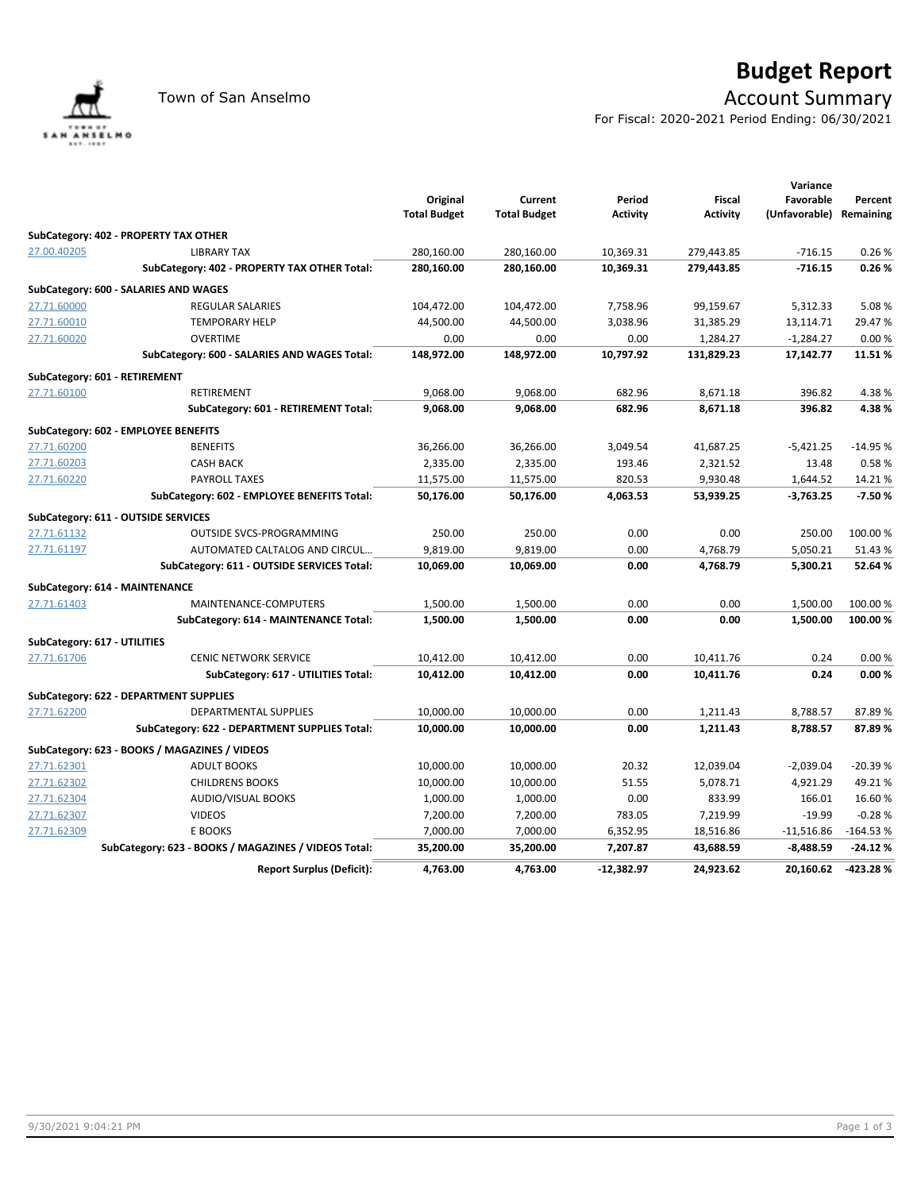# Budget Report

Town of San Anselmo

## Account Summary

For Fiscal: 2020-2021 Period Ending: 06/30/2021

| | | Original Total Budget | Current Total Budget | Period Activity | Fiscal Activity | Variance Favorable (Unfavorable) | Percent Remaining |
|---|---|---|---|---|---|---|---|
| **SubCategory: 402 - PROPERTY TAX OTHER** | | | | | | | |
| 27.00.40205 | LIBRARY TAX | 280,160.00 | 280,160.00 | 10,369.31 | 279,443.85 | -716.15 | 0.26 % |
| | **SubCategory: 402 - PROPERTY TAX OTHER Total:** | **280,160.00** | **280,160.00** | **10,369.31** | **279,443.85** | **-716.15** | **0.26 %** |
| **SubCategory: 600 - SALARIES AND WAGES** | | | | | | | |
| 27.71.60000 | REGULAR SALARIES | 104,472.00 | 104,472.00 | 7,758.96 | 99,159.67 | 5,312.33 | 5.08 % |
| 27.71.60010 | TEMPORARY HELP | 44,500.00 | 44,500.00 | 3,038.96 | 31,385.29 | 13,114.71 | 29.47 % |
| 27.71.60020 | OVERTIME | 0.00 | 0.00 | 0.00 | 1,284.27 | -1,284.27 | 0.00 % |
| | **SubCategory: 600 - SALARIES AND WAGES Total:** | **148,972.00** | **148,972.00** | **10,797.92** | **131,829.23** | **17,142.77** | **11.51 %** |
| **SubCategory: 601 - RETIREMENT** | | | | | | | |
| 27.71.60100 | RETIREMENT | 9,068.00 | 9,068.00 | 682.96 | 8,671.18 | 396.82 | 4.38 % |
| | **SubCategory: 601 - RETIREMENT Total:** | **9,068.00** | **9,068.00** | **682.96** | **8,671.18** | **396.82** | **4.38 %** |
| **SubCategory: 602 - EMPLOYEE BENEFITS** | | | | | | | |
| 27.71.60200 | BENEFITS | 36,266.00 | 36,266.00 | 3,049.54 | 41,687.25 | -5,421.25 | -14.95 % |
| 27.71.60203 | CASH BACK | 2,335.00 | 2,335.00 | 193.46 | 2,321.52 | 13.48 | 0.58 % |
| 27.71.60220 | PAYROLL TAXES | 11,575.00 | 11,575.00 | 820.53 | 9,930.48 | 1,644.52 | 14.21 % |
| | **SubCategory: 602 - EMPLOYEE BENEFITS Total:** | **50,176.00** | **50,176.00** | **4,063.53** | **53,939.25** | **-3,763.25** | **-7.50 %** |
| **SubCategory: 611 - OUTSIDE SERVICES** | | | | | | | |
| 27.71.61132 | OUTSIDE SVCS-PROGRAMMING | 250.00 | 250.00 | 0.00 | 0.00 | 250.00 | 100.00 % |
| 27.71.61197 | AUTOMATED CALTALOG AND CIRCUL… | 9,819.00 | 9,819.00 | 0.00 | 4,768.79 | 5,050.21 | 51.43 % |
| | **SubCategory: 611 - OUTSIDE SERVICES Total:** | **10,069.00** | **10,069.00** | **0.00** | **4,768.79** | **5,300.21** | **52.64 %** |
| **SubCategory: 614 - MAINTENANCE** | | | | | | | |
| 27.71.61403 | MAINTENANCE-COMPUTERS | 1,500.00 | 1,500.00 | 0.00 | 0.00 | 1,500.00 | 100.00 % |
| | **SubCategory: 614 - MAINTENANCE Total:** | **1,500.00** | **1,500.00** | **0.00** | **0.00** | **1,500.00** | **100.00 %** |
| **SubCategory: 617 - UTILITIES** | | | | | | | |
| 27.71.61706 | CENIC NETWORK SERVICE | 10,412.00 | 10,412.00 | 0.00 | 10,411.76 | 0.24 | 0.00 % |
| | **SubCategory: 617 - UTILITIES Total:** | **10,412.00** | **10,412.00** | **0.00** | **10,411.76** | **0.24** | **0.00 %** |
| **SubCategory: 622 - DEPARTMENT SUPPLIES** | | | | | | | |
| 27.71.62200 | DEPARTMENTAL SUPPLIES | 10,000.00 | 10,000.00 | 0.00 | 1,211.43 | 8,788.57 | 87.89 % |
| | **SubCategory: 622 - DEPARTMENT SUPPLIES Total:** | **10,000.00** | **10,000.00** | **0.00** | **1,211.43** | **8,788.57** | **87.89 %** |
| **SubCategory: 623 - BOOKS / MAGAZINES / VIDEOS** | | | | | | | |
| 27.71.62301 | ADULT BOOKS | 10,000.00 | 10,000.00 | 20.32 | 12,039.04 | -2,039.04 | -20.39 % |
| 27.71.62302 | CHILDRENS BOOKS | 10,000.00 | 10,000.00 | 51.55 | 5,078.71 | 4,921.29 | 49.21 % |
| 27.71.62304 | AUDIO/VISUAL BOOKS | 1,000.00 | 1,000.00 | 0.00 | 833.99 | 166.01 | 16.60 % |
| 27.71.62307 | VIDEOS | 7,200.00 | 7,200.00 | 783.05 | 7,219.99 | -19.99 | -0.28 % |
| 27.71.62309 | E BOOKS | 7,000.00 | 7,000.00 | 6,352.95 | 18,516.86 | -11,516.86 | -164.53 % |
| | **SubCategory: 623 - BOOKS / MAGAZINES / VIDEOS Total:** | **35,200.00** | **35,200.00** | **7,207.87** | **43,688.59** | **-8,488.59** | **-24.12 %** |
| | **Report Surplus (Deficit):** | **4,763.00** | **4,763.00** | **-12,382.97** | **24,923.62** | **20,160.62** | **-423.28 %** |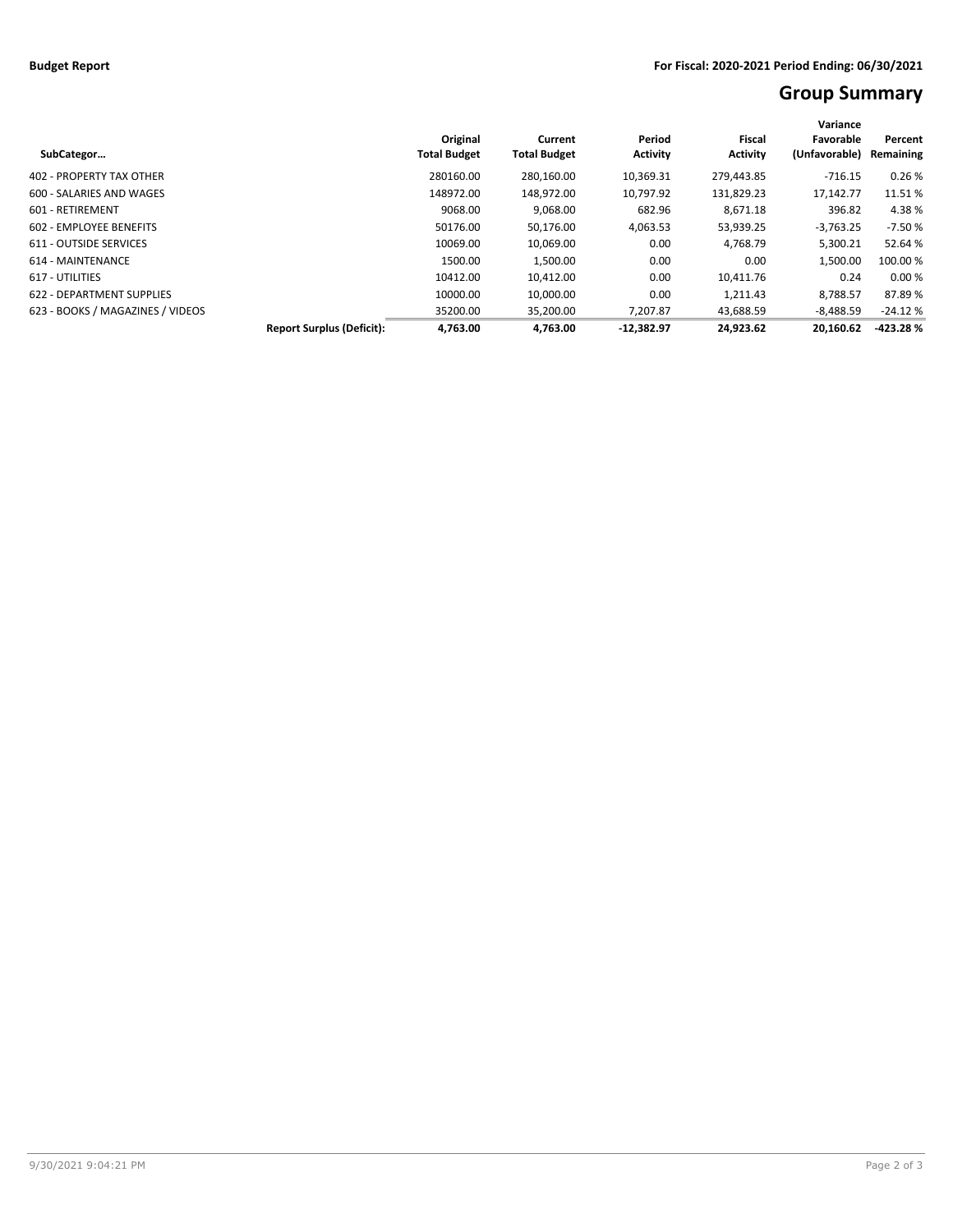**Budget Report**

**For Fiscal: 2020-2021 Period Ending: 06/30/2021**

# Group Summary

| SubCategor… | | Original Total Budget | Current Total Budget | Period Activity | Fiscal Activity | Variance Favorable (Unfavorable) | Percent Remaining |
|---|---|---|---|---|---|---|---|
| 402 - PROPERTY TAX OTHER | | 280160.00 | 280,160.00 | 10,369.31 | 279,443.85 | -716.15 | 0.26 % |
| 600 - SALARIES AND WAGES | | 148972.00 | 148,972.00 | 10,797.92 | 131,829.23 | 17,142.77 | 11.51 % |
| 601 - RETIREMENT | | 9068.00 | 9,068.00 | 682.96 | 8,671.18 | 396.82 | 4.38 % |
| 602 - EMPLOYEE BENEFITS | | 50176.00 | 50,176.00 | 4,063.53 | 53,939.25 | -3,763.25 | -7.50 % |
| 611 - OUTSIDE SERVICES | | 10069.00 | 10,069.00 | 0.00 | 4,768.79 | 5,300.21 | 52.64 % |
| 614 - MAINTENANCE | | 1500.00 | 1,500.00 | 0.00 | 0.00 | 1,500.00 | 100.00 % |
| 617 - UTILITIES | | 10412.00 | 10,412.00 | 0.00 | 10,411.76 | 0.24 | 0.00 % |
| 622 - DEPARTMENT SUPPLIES | | 10000.00 | 10,000.00 | 0.00 | 1,211.43 | 8,788.57 | 87.89 % |
| 623 - BOOKS / MAGAZINES / VIDEOS | | 35200.00 | 35,200.00 | 7,207.87 | 43,688.59 | -8,488.59 | -24.12 % |
| | **Report Surplus (Deficit):** | **4,763.00** | **4,763.00** | **-12,382.97** | **24,923.62** | **20,160.62** | **-423.28 %** |

9/30/2021 9:04:21 PM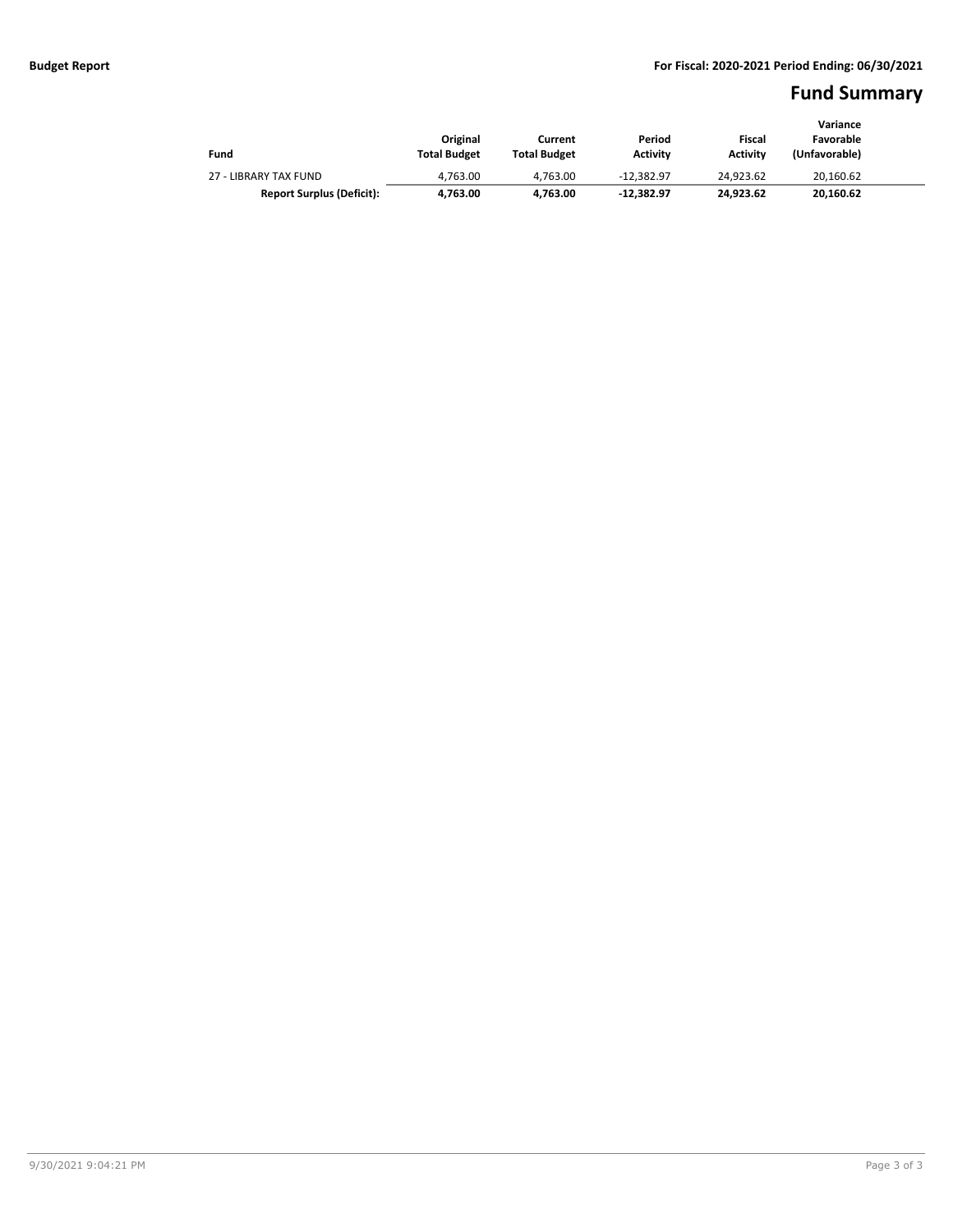**Budget Report** **For Fiscal: 2020-2021 Period Ending: 06/30/2021**

# Fund Summary

| Fund | Original Total Budget | Current Total Budget | Period Activity | Fiscal Activity | Variance Favorable (Unfavorable) |
|---|---|---|---|---|---|
| 27 - LIBRARY TAX FUND | 4,763.00 | 4,763.00 | -12,382.97 | 24,923.62 | 20,160.62 |
| **Report Surplus (Deficit):** | **4,763.00** | **4,763.00** | **-12,382.97** | **24,923.62** | **20,160.62** |